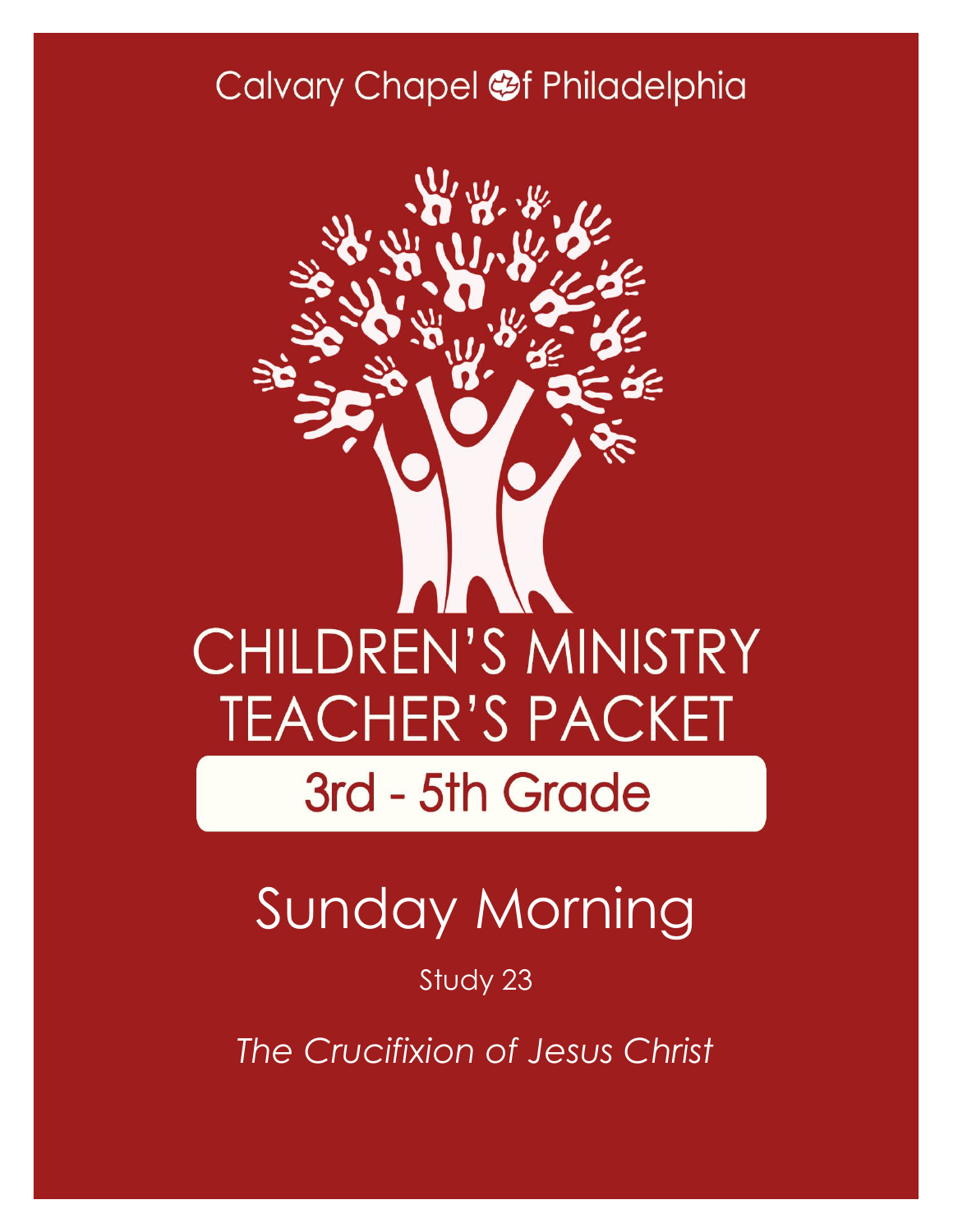Calvary Chapel of Philadelphia

# CHILDREN'S MINISTRY TEACHER'S PACKET

## 3rd - 5th Grade

# Sunday Morning

Study 23

*The Crucifixion of Jesus Christ*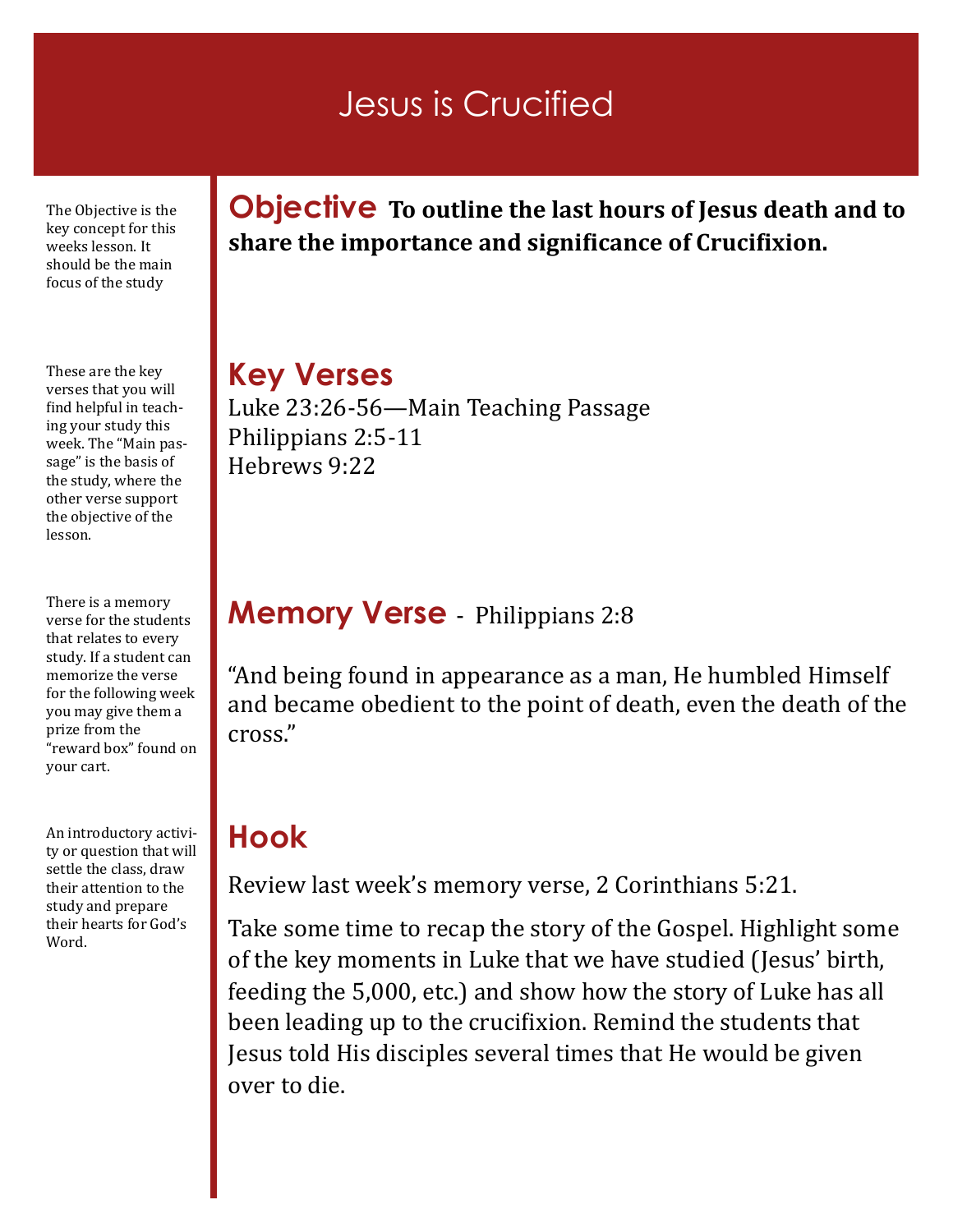# Jesus is Crucified

The Objective is the key concept for this weeks lesson. It should be the main focus of the study

## Objective **To outline the last hours of Jesus death and to share the importance and significance of Crucifixion.**

These are the key verses that you will find helpful in teaching your study this week. The "Main passage" is the basis of the study, where the other verse support the objective of the lesson.

## Key Verses

Luke 23:26-56—Main Teaching Passage
Philippians 2:5-11
Hebrews 9:22

There is a memory verse for the students that relates to every study. If a student can memorize the verse for the following week you may give them a prize from the "reward box" found on your cart.

## Memory Verse - Philippians 2:8

"And being found in appearance as a man, He humbled Himself and became obedient to the point of death, even the death of the cross."

An introductory activity or question that will settle the class, draw their attention to the study and prepare their hearts for God's Word.

## Hook

Review last week's memory verse, 2 Corinthians 5:21.

Take some time to recap the story of the Gospel. Highlight some of the key moments in Luke that we have studied (Jesus' birth, feeding the 5,000, etc.) and show how the story of Luke has all been leading up to the crucifixion. Remind the students that Jesus told His disciples several times that He would be given over to die.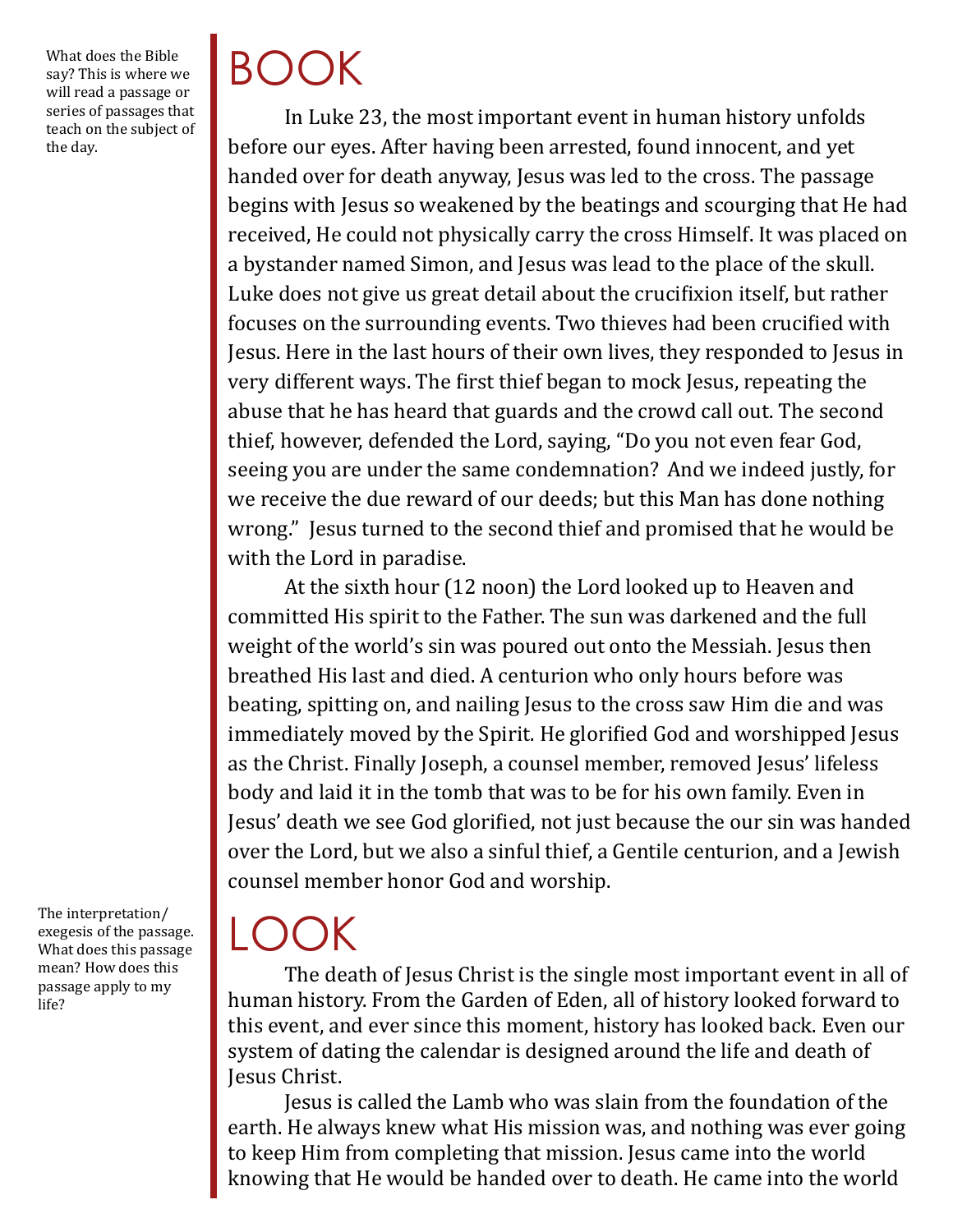What does the Bible say? This is where we will read a passage or series of passages that teach on the subject of the day.

# BOOK

In Luke 23, the most important event in human history unfolds before our eyes. After having been arrested, found innocent, and yet handed over for death anyway, Jesus was led to the cross. The passage begins with Jesus so weakened by the beatings and scourging that He had received, He could not physically carry the cross Himself. It was placed on a bystander named Simon, and Jesus was lead to the place of the skull. Luke does not give us great detail about the crucifixion itself, but rather focuses on the surrounding events. Two thieves had been crucified with Jesus. Here in the last hours of their own lives, they responded to Jesus in very different ways. The first thief began to mock Jesus, repeating the abuse that he has heard that guards and the crowd call out. The second thief, however, defended the Lord, saying, "Do you not even fear God, seeing you are under the same condemnation? And we indeed justly, for we receive the due reward of our deeds; but this Man has done nothing wrong." Jesus turned to the second thief and promised that he would be with the Lord in paradise.

At the sixth hour (12 noon) the Lord looked up to Heaven and committed His spirit to the Father. The sun was darkened and the full weight of the world's sin was poured out onto the Messiah. Jesus then breathed His last and died. A centurion who only hours before was beating, spitting on, and nailing Jesus to the cross saw Him die and was immediately moved by the Spirit. He glorified God and worshipped Jesus as the Christ. Finally Joseph, a counsel member, removed Jesus' lifeless body and laid it in the tomb that was to be for his own family. Even in Jesus' death we see God glorified, not just because the our sin was handed over the Lord, but we also a sinful thief, a Gentile centurion, and a Jewish counsel member honor God and worship.

The interpretation/ exegesis of the passage. What does this passage mean? How does this passage apply to my life?

# LOOK

The death of Jesus Christ is the single most important event in all of human history. From the Garden of Eden, all of history looked forward to this event, and ever since this moment, history has looked back. Even our system of dating the calendar is designed around the life and death of Jesus Christ.

Jesus is called the Lamb who was slain from the foundation of the earth. He always knew what His mission was, and nothing was ever going to keep Him from completing that mission. Jesus came into the world knowing that He would be handed over to death. He came into the world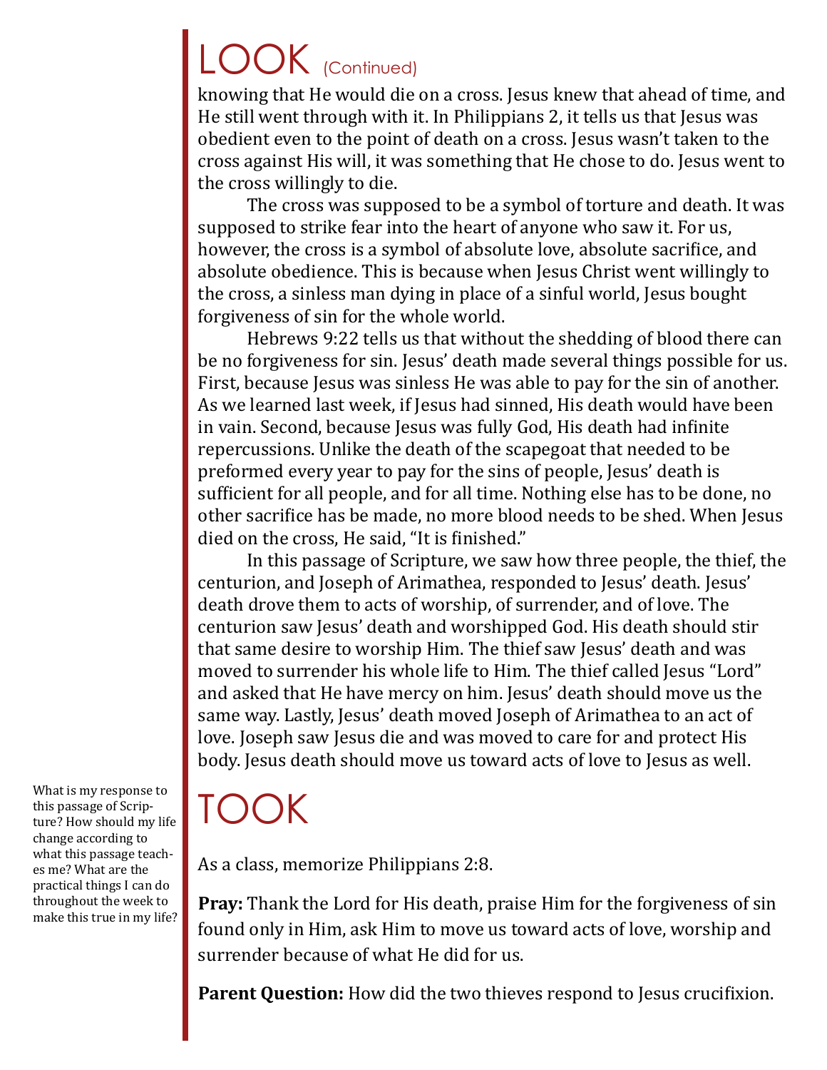# LOOK (Continued)

knowing that He would die on a cross. Jesus knew that ahead of time, and He still went through with it. In Philippians 2, it tells us that Jesus was obedient even to the point of death on a cross. Jesus wasn't taken to the cross against His will, it was something that He chose to do. Jesus went to the cross willingly to die.

The cross was supposed to be a symbol of torture and death. It was supposed to strike fear into the heart of anyone who saw it. For us, however, the cross is a symbol of absolute love, absolute sacrifice, and absolute obedience. This is because when Jesus Christ went willingly to the cross, a sinless man dying in place of a sinful world, Jesus bought forgiveness of sin for the whole world.

Hebrews 9:22 tells us that without the shedding of blood there can be no forgiveness for sin. Jesus' death made several things possible for us. First, because Jesus was sinless He was able to pay for the sin of another. As we learned last week, if Jesus had sinned, His death would have been in vain. Second, because Jesus was fully God, His death had infinite repercussions. Unlike the death of the scapegoat that needed to be preformed every year to pay for the sins of people, Jesus' death is sufficient for all people, and for all time. Nothing else has to be done, no other sacrifice has be made, no more blood needs to be shed. When Jesus died on the cross, He said, "It is finished."

In this passage of Scripture, we saw how three people, the thief, the centurion, and Joseph of Arimathea, responded to Jesus' death. Jesus' death drove them to acts of worship, of surrender, and of love. The centurion saw Jesus' death and worshipped God. His death should stir that same desire to worship Him. The thief saw Jesus' death and was moved to surrender his whole life to Him. The thief called Jesus "Lord" and asked that He have mercy on him. Jesus' death should move us the same way. Lastly, Jesus' death moved Joseph of Arimathea to an act of love. Joseph saw Jesus die and was moved to care for and protect His body. Jesus death should move us toward acts of love to Jesus as well.

# TOOK

What is my response to this passage of Scripture? How should my life change according to what this passage teaches me? What are the practical things I can do throughout the week to make this true in my life?

As a class, memorize Philippians 2:8.

**Pray:** Thank the Lord for His death, praise Him for the forgiveness of sin found only in Him, ask Him to move us toward acts of love, worship and surrender because of what He did for us.

**Parent Question:** How did the two thieves respond to Jesus crucifixion.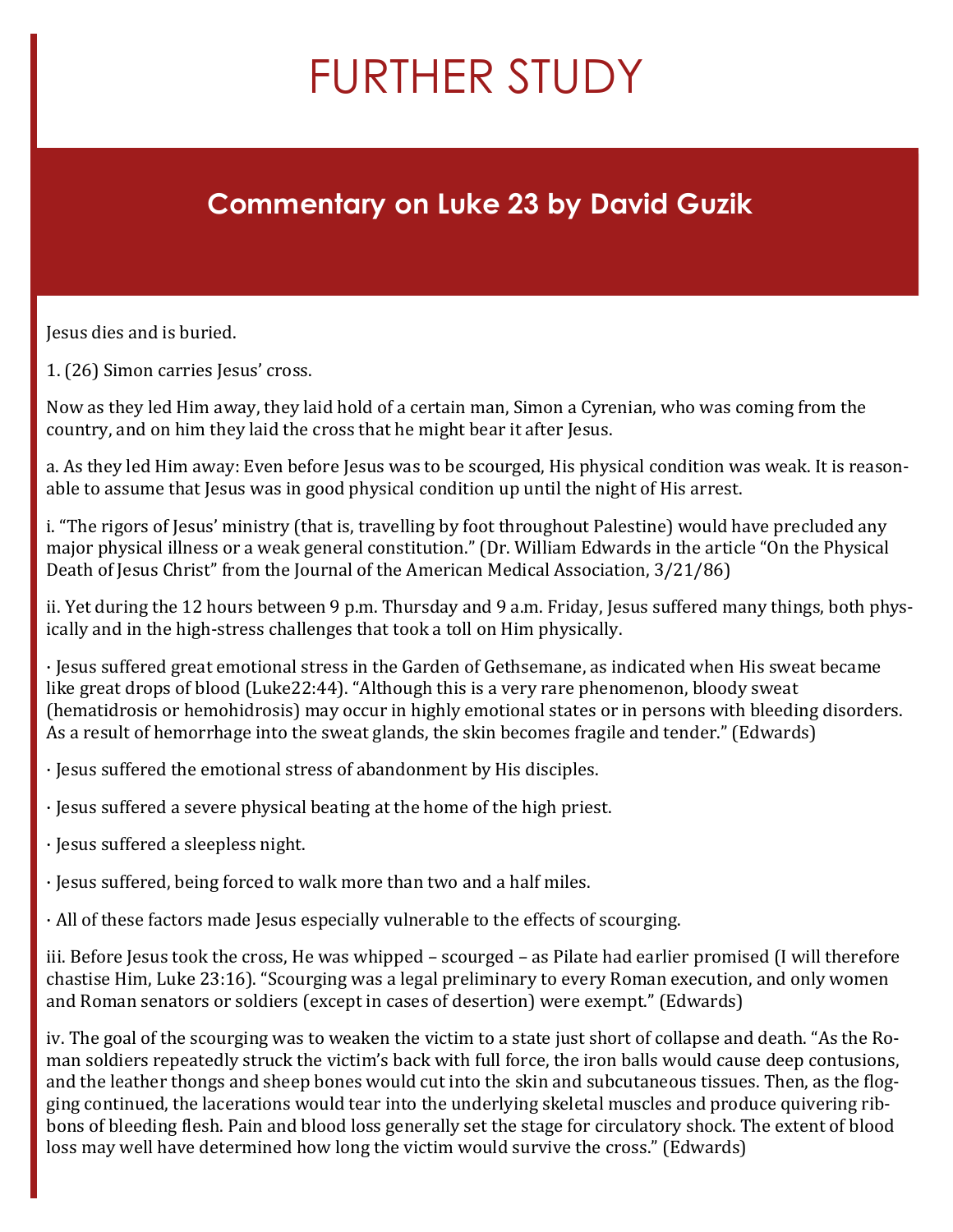# FURTHER STUDY

## Commentary on Luke 23 by David Guzik

Jesus dies and is buried.

1. (26) Simon carries Jesus' cross.

Now as they led Him away, they laid hold of a certain man, Simon a Cyrenian, who was coming from the country, and on him they laid the cross that he might bear it after Jesus.

a. As they led Him away: Even before Jesus was to be scourged, His physical condition was weak. It is reasonable to assume that Jesus was in good physical condition up until the night of His arrest.

i. "The rigors of Jesus' ministry (that is, travelling by foot throughout Palestine) would have precluded any major physical illness or a weak general constitution." (Dr. William Edwards in the article "On the Physical Death of Jesus Christ" from the Journal of the American Medical Association, 3/21/86)

ii. Yet during the 12 hours between 9 p.m. Thursday and 9 a.m. Friday, Jesus suffered many things, both physically and in the high-stress challenges that took a toll on Him physically.

· Jesus suffered great emotional stress in the Garden of Gethsemane, as indicated when His sweat became like great drops of blood (Luke22:44). "Although this is a very rare phenomenon, bloody sweat (hematidrosis or hemohidrosis) may occur in highly emotional states or in persons with bleeding disorders. As a result of hemorrhage into the sweat glands, the skin becomes fragile and tender." (Edwards)

· Jesus suffered the emotional stress of abandonment by His disciples.

· Jesus suffered a severe physical beating at the home of the high priest.

· Jesus suffered a sleepless night.

· Jesus suffered, being forced to walk more than two and a half miles.

· All of these factors made Jesus especially vulnerable to the effects of scourging.

iii. Before Jesus took the cross, He was whipped – scourged – as Pilate had earlier promised (I will therefore chastise Him, Luke 23:16). "Scourging was a legal preliminary to every Roman execution, and only women and Roman senators or soldiers (except in cases of desertion) were exempt." (Edwards)

iv. The goal of the scourging was to weaken the victim to a state just short of collapse and death. "As the Roman soldiers repeatedly struck the victim's back with full force, the iron balls would cause deep contusions, and the leather thongs and sheep bones would cut into the skin and subcutaneous tissues. Then, as the flogging continued, the lacerations would tear into the underlying skeletal muscles and produce quivering ribbons of bleeding flesh. Pain and blood loss generally set the stage for circulatory shock. The extent of blood loss may well have determined how long the victim would survive the cross." (Edwards)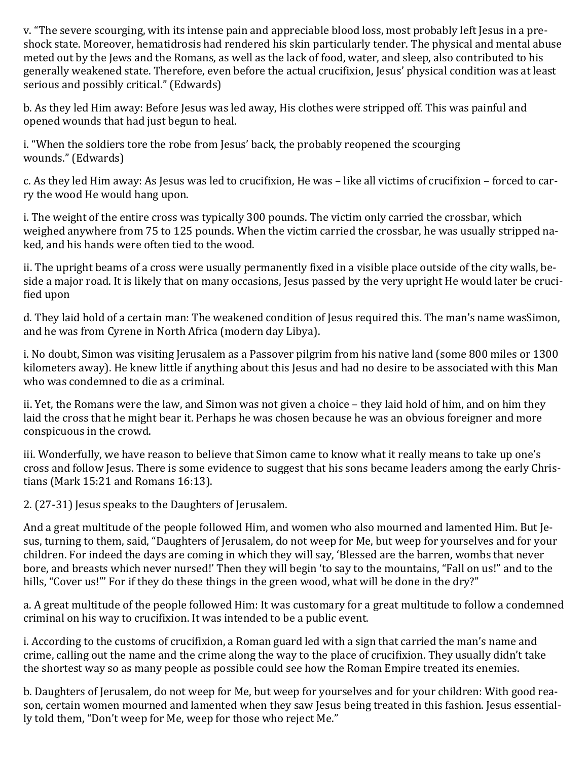v. "The severe scourging, with its intense pain and appreciable blood loss, most probably left Jesus in a pre-shock state. Moreover, hematidrosis had rendered his skin particularly tender. The physical and mental abuse meted out by the Jews and the Romans, as well as the lack of food, water, and sleep, also contributed to his generally weakened state. Therefore, even before the actual crucifixion, Jesus' physical condition was at least serious and possibly critical." (Edwards)

b. As they led Him away: Before Jesus was led away, His clothes were stripped off. This was painful and opened wounds that had just begun to heal.

i. "When the soldiers tore the robe from Jesus' back, the probably reopened the scourging wounds." (Edwards)

c. As they led Him away: As Jesus was led to crucifixion, He was – like all victims of crucifixion – forced to carry the wood He would hang upon.

i. The weight of the entire cross was typically 300 pounds. The victim only carried the crossbar, which weighed anywhere from 75 to 125 pounds. When the victim carried the crossbar, he was usually stripped naked, and his hands were often tied to the wood.

ii. The upright beams of a cross were usually permanently fixed in a visible place outside of the city walls, beside a major road. It is likely that on many occasions, Jesus passed by the very upright He would later be crucified upon

d. They laid hold of a certain man: The weakened condition of Jesus required this. The man's name wasSimon, and he was from Cyrene in North Africa (modern day Libya).

i. No doubt, Simon was visiting Jerusalem as a Passover pilgrim from his native land (some 800 miles or 1300 kilometers away). He knew little if anything about this Jesus and had no desire to be associated with this Man who was condemned to die as a criminal.

ii. Yet, the Romans were the law, and Simon was not given a choice – they laid hold of him, and on him they laid the cross that he might bear it. Perhaps he was chosen because he was an obvious foreigner and more conspicuous in the crowd.

iii. Wonderfully, we have reason to believe that Simon came to know what it really means to take up one's cross and follow Jesus. There is some evidence to suggest that his sons became leaders among the early Christians (Mark 15:21 and Romans 16:13).

2. (27-31) Jesus speaks to the Daughters of Jerusalem.

And a great multitude of the people followed Him, and women who also mourned and lamented Him. But Jesus, turning to them, said, "Daughters of Jerusalem, do not weep for Me, but weep for yourselves and for your children. For indeed the days are coming in which they will say, 'Blessed are the barren, wombs that never bore, and breasts which never nursed!' Then they will begin 'to say to the mountains, "Fall on us!" and to the hills, "Cover us!"' For if they do these things in the green wood, what will be done in the dry?"

a. A great multitude of the people followed Him: It was customary for a great multitude to follow a condemned criminal on his way to crucifixion. It was intended to be a public event.

i. According to the customs of crucifixion, a Roman guard led with a sign that carried the man's name and crime, calling out the name and the crime along the way to the place of crucifixion. They usually didn't take the shortest way so as many people as possible could see how the Roman Empire treated its enemies.

b. Daughters of Jerusalem, do not weep for Me, but weep for yourselves and for your children: With good reason, certain women mourned and lamented when they saw Jesus being treated in this fashion. Jesus essentially told them, "Don't weep for Me, weep for those who reject Me."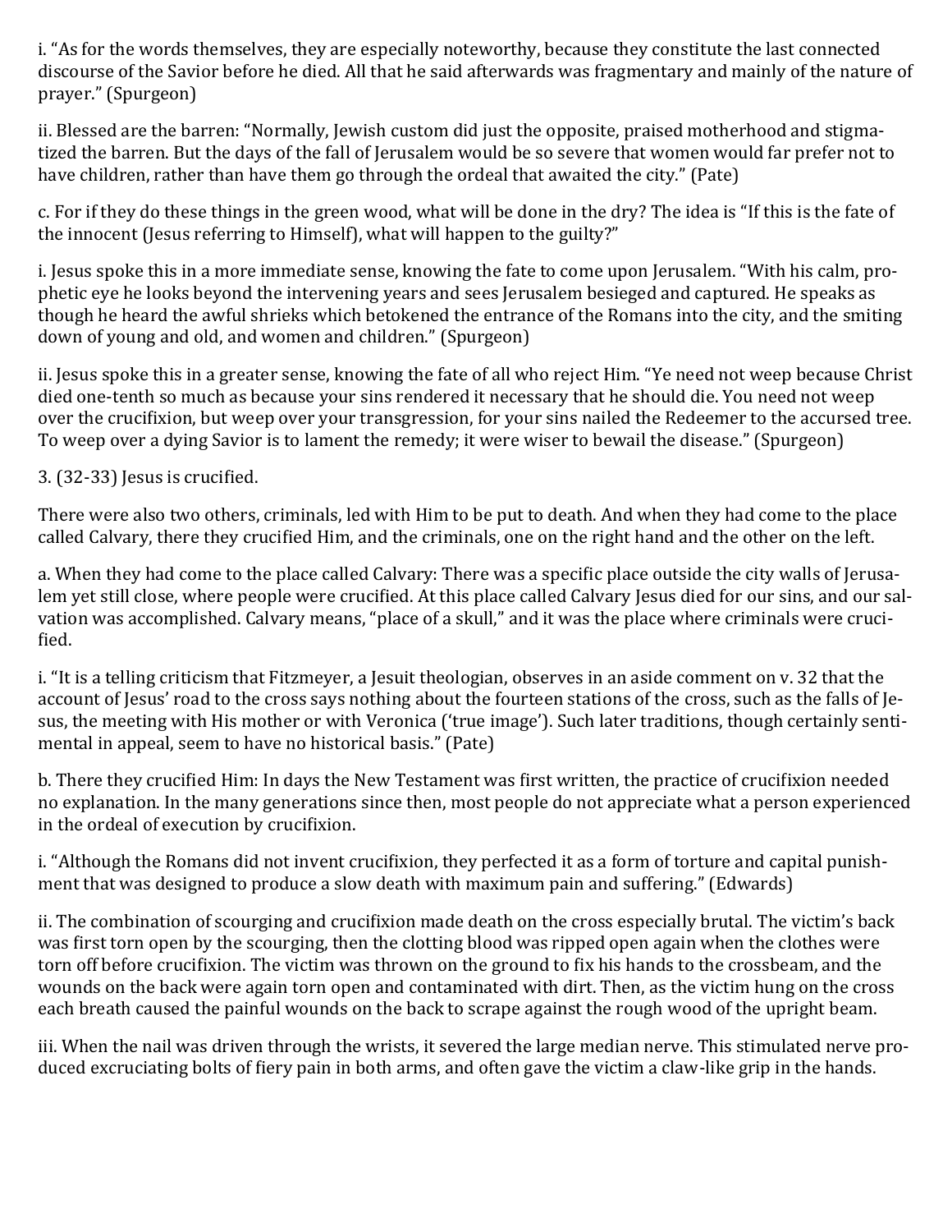i. “As for the words themselves, they are especially noteworthy, because they constitute the last connected discourse of the Savior before he died. All that he said afterwards was fragmentary and mainly of the nature of prayer.” (Spurgeon)

ii. Blessed are the barren: “Normally, Jewish custom did just the opposite, praised motherhood and stigmatized the barren. But the days of the fall of Jerusalem would be so severe that women would far prefer not to have children, rather than have them go through the ordeal that awaited the city.” (Pate)

c. For if they do these things in the green wood, what will be done in the dry? The idea is “If this is the fate of the innocent (Jesus referring to Himself), what will happen to the guilty?”

i. Jesus spoke this in a more immediate sense, knowing the fate to come upon Jerusalem. “With his calm, prophetic eye he looks beyond the intervening years and sees Jerusalem besieged and captured. He speaks as though he heard the awful shrieks which betokened the entrance of the Romans into the city, and the smiting down of young and old, and women and children.” (Spurgeon)

ii. Jesus spoke this in a greater sense, knowing the fate of all who reject Him. “Ye need not weep because Christ died one-tenth so much as because your sins rendered it necessary that he should die. You need not weep over the crucifixion, but weep over your transgression, for your sins nailed the Redeemer to the accursed tree. To weep over a dying Savior is to lament the remedy; it were wiser to bewail the disease.” (Spurgeon)

3. (32-33) Jesus is crucified.

There were also two others, criminals, led with Him to be put to death. And when they had come to the place called Calvary, there they crucified Him, and the criminals, one on the right hand and the other on the left.

a. When they had come to the place called Calvary: There was a specific place outside the city walls of Jerusalem yet still close, where people were crucified. At this place called Calvary Jesus died for our sins, and our salvation was accomplished. Calvary means, “place of a skull,” and it was the place where criminals were crucified.

i. “It is a telling criticism that Fitzmeyer, a Jesuit theologian, observes in an aside comment on v. 32 that the account of Jesus’ road to the cross says nothing about the fourteen stations of the cross, such as the falls of Jesus, the meeting with His mother or with Veronica (‘true image’). Such later traditions, though certainly sentimental in appeal, seem to have no historical basis.” (Pate)

b. There they crucified Him: In days the New Testament was first written, the practice of crucifixion needed no explanation. In the many generations since then, most people do not appreciate what a person experienced in the ordeal of execution by crucifixion.

i. “Although the Romans did not invent crucifixion, they perfected it as a form of torture and capital punishment that was designed to produce a slow death with maximum pain and suffering.” (Edwards)

ii. The combination of scourging and crucifixion made death on the cross especially brutal. The victim’s back was first torn open by the scourging, then the clotting blood was ripped open again when the clothes were torn off before crucifixion. The victim was thrown on the ground to fix his hands to the crossbeam, and the wounds on the back were again torn open and contaminated with dirt. Then, as the victim hung on the cross each breath caused the painful wounds on the back to scrape against the rough wood of the upright beam.

iii. When the nail was driven through the wrists, it severed the large median nerve. This stimulated nerve produced excruciating bolts of fiery pain in both arms, and often gave the victim a claw-like grip in the hands.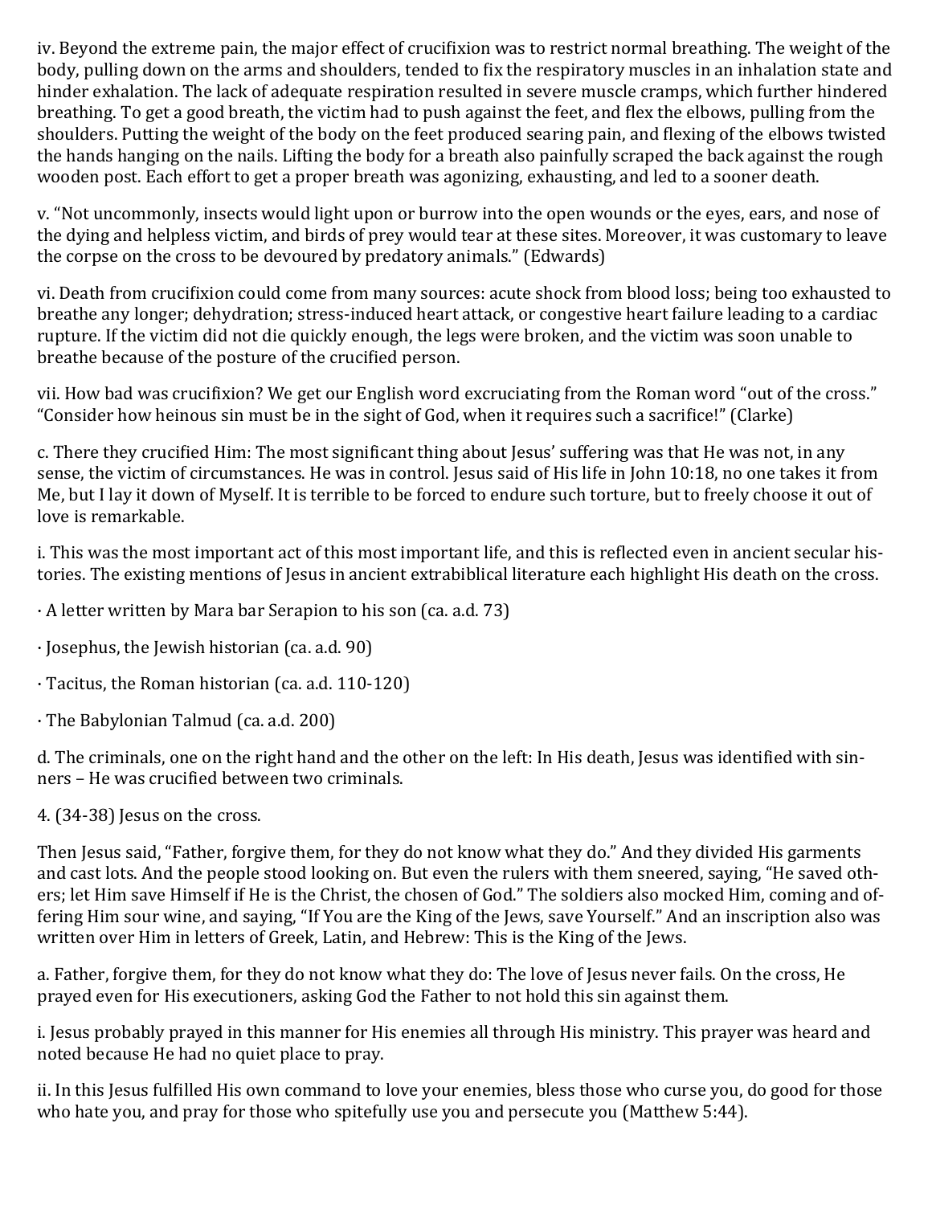iv. Beyond the extreme pain, the major effect of crucifixion was to restrict normal breathing. The weight of the body, pulling down on the arms and shoulders, tended to fix the respiratory muscles in an inhalation state and hinder exhalation. The lack of adequate respiration resulted in severe muscle cramps, which further hindered breathing. To get a good breath, the victim had to push against the feet, and flex the elbows, pulling from the shoulders. Putting the weight of the body on the feet produced searing pain, and flexing of the elbows twisted the hands hanging on the nails. Lifting the body for a breath also painfully scraped the back against the rough wooden post. Each effort to get a proper breath was agonizing, exhausting, and led to a sooner death.

v. "Not uncommonly, insects would light upon or burrow into the open wounds or the eyes, ears, and nose of the dying and helpless victim, and birds of prey would tear at these sites. Moreover, it was customary to leave the corpse on the cross to be devoured by predatory animals." (Edwards)

vi. Death from crucifixion could come from many sources: acute shock from blood loss; being too exhausted to breathe any longer; dehydration; stress-induced heart attack, or congestive heart failure leading to a cardiac rupture. If the victim did not die quickly enough, the legs were broken, and the victim was soon unable to breathe because of the posture of the crucified person.

vii. How bad was crucifixion? We get our English word excruciating from the Roman word "out of the cross." "Consider how heinous sin must be in the sight of God, when it requires such a sacrifice!" (Clarke)

c. There they crucified Him: The most significant thing about Jesus' suffering was that He was not, in any sense, the victim of circumstances. He was in control. Jesus said of His life in John 10:18, no one takes it from Me, but I lay it down of Myself. It is terrible to be forced to endure such torture, but to freely choose it out of love is remarkable.

i. This was the most important act of this most important life, and this is reflected even in ancient secular histories. The existing mentions of Jesus in ancient extrabiblical literature each highlight His death on the cross.

· A letter written by Mara bar Serapion to his son (ca. a.d. 73)

· Josephus, the Jewish historian (ca. a.d. 90)

· Tacitus, the Roman historian (ca. a.d. 110-120)

· The Babylonian Talmud (ca. a.d. 200)

d. The criminals, one on the right hand and the other on the left: In His death, Jesus was identified with sinners – He was crucified between two criminals.

4. (34-38) Jesus on the cross.

Then Jesus said, "Father, forgive them, for they do not know what they do." And they divided His garments and cast lots. And the people stood looking on. But even the rulers with them sneered, saying, "He saved others; let Him save Himself if He is the Christ, the chosen of God." The soldiers also mocked Him, coming and offering Him sour wine, and saying, "If You are the King of the Jews, save Yourself." And an inscription also was written over Him in letters of Greek, Latin, and Hebrew: This is the King of the Jews.

a. Father, forgive them, for they do not know what they do: The love of Jesus never fails. On the cross, He prayed even for His executioners, asking God the Father to not hold this sin against them.

i. Jesus probably prayed in this manner for His enemies all through His ministry. This prayer was heard and noted because He had no quiet place to pray.

ii. In this Jesus fulfilled His own command to love your enemies, bless those who curse you, do good for those who hate you, and pray for those who spitefully use you and persecute you (Matthew 5:44).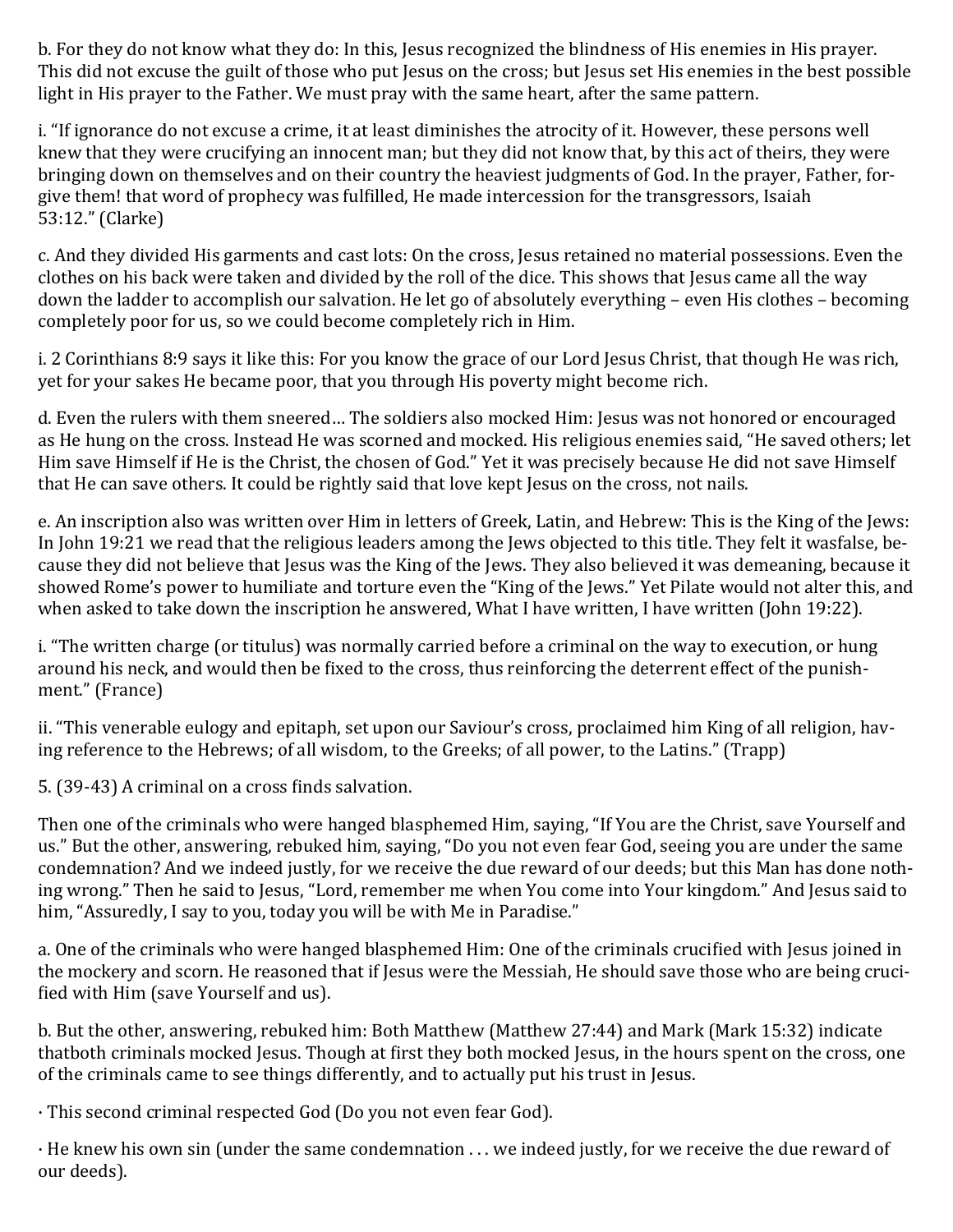b. For they do not know what they do: In this, Jesus recognized the blindness of His enemies in His prayer. This did not excuse the guilt of those who put Jesus on the cross; but Jesus set His enemies in the best possible light in His prayer to the Father. We must pray with the same heart, after the same pattern.

i. "If ignorance do not excuse a crime, it at least diminishes the atrocity of it. However, these persons well knew that they were crucifying an innocent man; but they did not know that, by this act of theirs, they were bringing down on themselves and on their country the heaviest judgments of God. In the prayer, Father, forgive them! that word of prophecy was fulfilled, He made intercession for the transgressors, Isaiah 53:12." (Clarke)

c. And they divided His garments and cast lots: On the cross, Jesus retained no material possessions. Even the clothes on his back were taken and divided by the roll of the dice. This shows that Jesus came all the way down the ladder to accomplish our salvation. He let go of absolutely everything – even His clothes – becoming completely poor for us, so we could become completely rich in Him.

i. 2 Corinthians 8:9 says it like this: For you know the grace of our Lord Jesus Christ, that though He was rich, yet for your sakes He became poor, that you through His poverty might become rich.

d. Even the rulers with them sneered… The soldiers also mocked Him: Jesus was not honored or encouraged as He hung on the cross. Instead He was scorned and mocked. His religious enemies said, "He saved others; let Him save Himself if He is the Christ, the chosen of God." Yet it was precisely because He did not save Himself that He can save others. It could be rightly said that love kept Jesus on the cross, not nails.

e. An inscription also was written over Him in letters of Greek, Latin, and Hebrew: This is the King of the Jews: In John 19:21 we read that the religious leaders among the Jews objected to this title. They felt it wasfalse, because they did not believe that Jesus was the King of the Jews. They also believed it was demeaning, because it showed Rome's power to humiliate and torture even the "King of the Jews." Yet Pilate would not alter this, and when asked to take down the inscription he answered, What I have written, I have written (John 19:22).

i. "The written charge (or titulus) was normally carried before a criminal on the way to execution, or hung around his neck, and would then be fixed to the cross, thus reinforcing the deterrent effect of the punishment." (France)

ii. "This venerable eulogy and epitaph, set upon our Saviour's cross, proclaimed him King of all religion, having reference to the Hebrews; of all wisdom, to the Greeks; of all power, to the Latins." (Trapp)

5. (39-43) A criminal on a cross finds salvation.

Then one of the criminals who were hanged blasphemed Him, saying, "If You are the Christ, save Yourself and us." But the other, answering, rebuked him, saying, "Do you not even fear God, seeing you are under the same condemnation? And we indeed justly, for we receive the due reward of our deeds; but this Man has done nothing wrong." Then he said to Jesus, "Lord, remember me when You come into Your kingdom." And Jesus said to him, "Assuredly, I say to you, today you will be with Me in Paradise."

a. One of the criminals who were hanged blasphemed Him: One of the criminals crucified with Jesus joined in the mockery and scorn. He reasoned that if Jesus were the Messiah, He should save those who are being crucified with Him (save Yourself and us).

b. But the other, answering, rebuked him: Both Matthew (Matthew 27:44) and Mark (Mark 15:32) indicate thatboth criminals mocked Jesus. Though at first they both mocked Jesus, in the hours spent on the cross, one of the criminals came to see things differently, and to actually put his trust in Jesus.

· This second criminal respected God (Do you not even fear God).

· He knew his own sin (under the same condemnation . . . we indeed justly, for we receive the due reward of our deeds).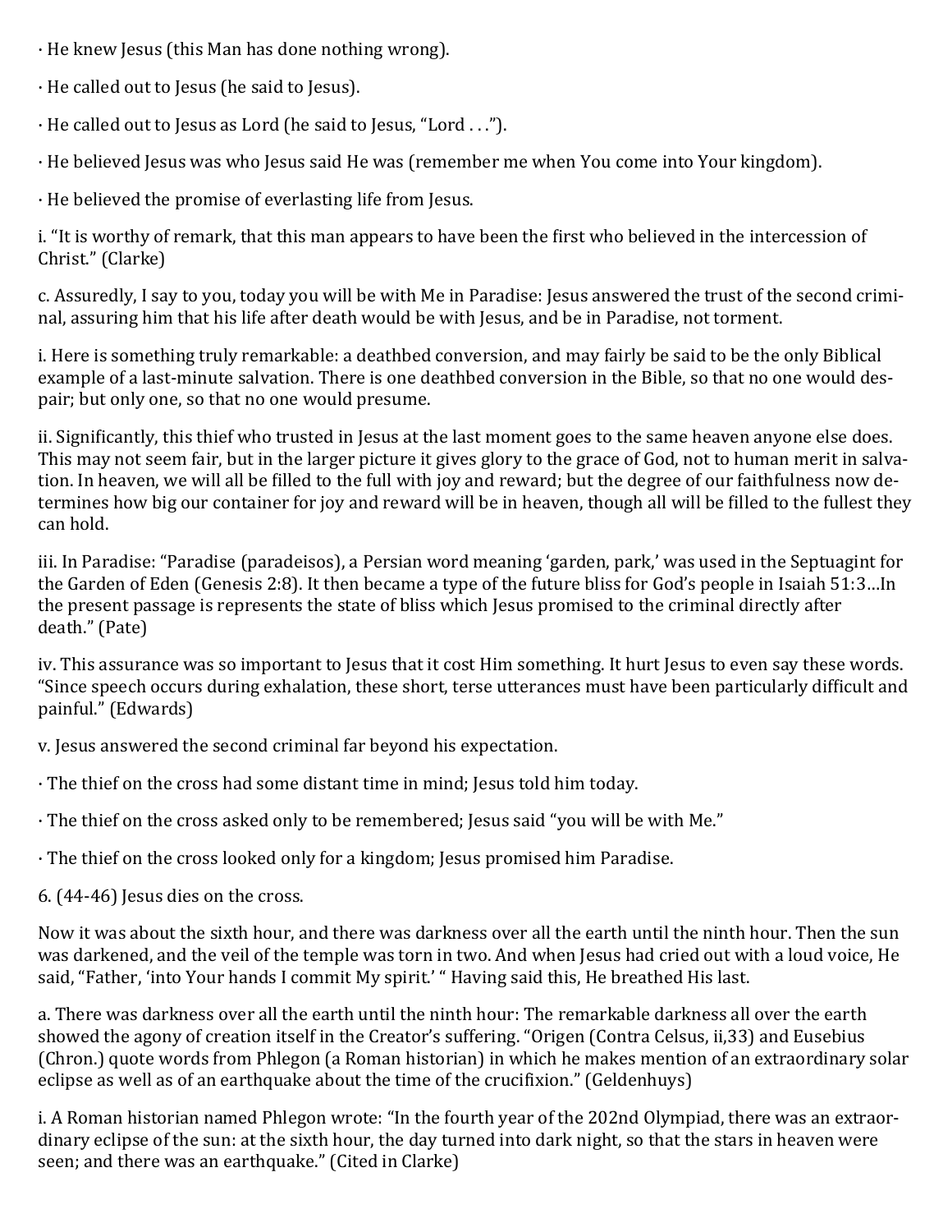· He knew Jesus (this Man has done nothing wrong).

· He called out to Jesus (he said to Jesus).

· He called out to Jesus as Lord (he said to Jesus, "Lord . . .").

· He believed Jesus was who Jesus said He was (remember me when You come into Your kingdom).

· He believed the promise of everlasting life from Jesus.

i. "It is worthy of remark, that this man appears to have been the first who believed in the intercession of Christ." (Clarke)

c. Assuredly, I say to you, today you will be with Me in Paradise: Jesus answered the trust of the second criminal, assuring him that his life after death would be with Jesus, and be in Paradise, not torment.

i. Here is something truly remarkable: a deathbed conversion, and may fairly be said to be the only Biblical example of a last-minute salvation. There is one deathbed conversion in the Bible, so that no one would despair; but only one, so that no one would presume.

ii. Significantly, this thief who trusted in Jesus at the last moment goes to the same heaven anyone else does. This may not seem fair, but in the larger picture it gives glory to the grace of God, not to human merit in salvation. In heaven, we will all be filled to the full with joy and reward; but the degree of our faithfulness now determines how big our container for joy and reward will be in heaven, though all will be filled to the fullest they can hold.

iii. In Paradise: "Paradise (paradeisos), a Persian word meaning 'garden, park,' was used in the Septuagint for the Garden of Eden (Genesis 2:8). It then became a type of the future bliss for God's people in Isaiah 51:3…In the present passage is represents the state of bliss which Jesus promised to the criminal directly after death." (Pate)

iv. This assurance was so important to Jesus that it cost Him something. It hurt Jesus to even say these words. "Since speech occurs during exhalation, these short, terse utterances must have been particularly difficult and painful." (Edwards)

v. Jesus answered the second criminal far beyond his expectation.

· The thief on the cross had some distant time in mind; Jesus told him today.

· The thief on the cross asked only to be remembered; Jesus said "you will be with Me."

· The thief on the cross looked only for a kingdom; Jesus promised him Paradise.

6. (44-46) Jesus dies on the cross.

Now it was about the sixth hour, and there was darkness over all the earth until the ninth hour. Then the sun was darkened, and the veil of the temple was torn in two. And when Jesus had cried out with a loud voice, He said, "Father, 'into Your hands I commit My spirit.' " Having said this, He breathed His last.

a. There was darkness over all the earth until the ninth hour: The remarkable darkness all over the earth showed the agony of creation itself in the Creator's suffering. "Origen (Contra Celsus, ii,33) and Eusebius (Chron.) quote words from Phlegon (a Roman historian) in which he makes mention of an extraordinary solar eclipse as well as of an earthquake about the time of the crucifixion." (Geldenhuys)

i. A Roman historian named Phlegon wrote: "In the fourth year of the 202nd Olympiad, there was an extraordinary eclipse of the sun: at the sixth hour, the day turned into dark night, so that the stars in heaven were seen; and there was an earthquake." (Cited in Clarke)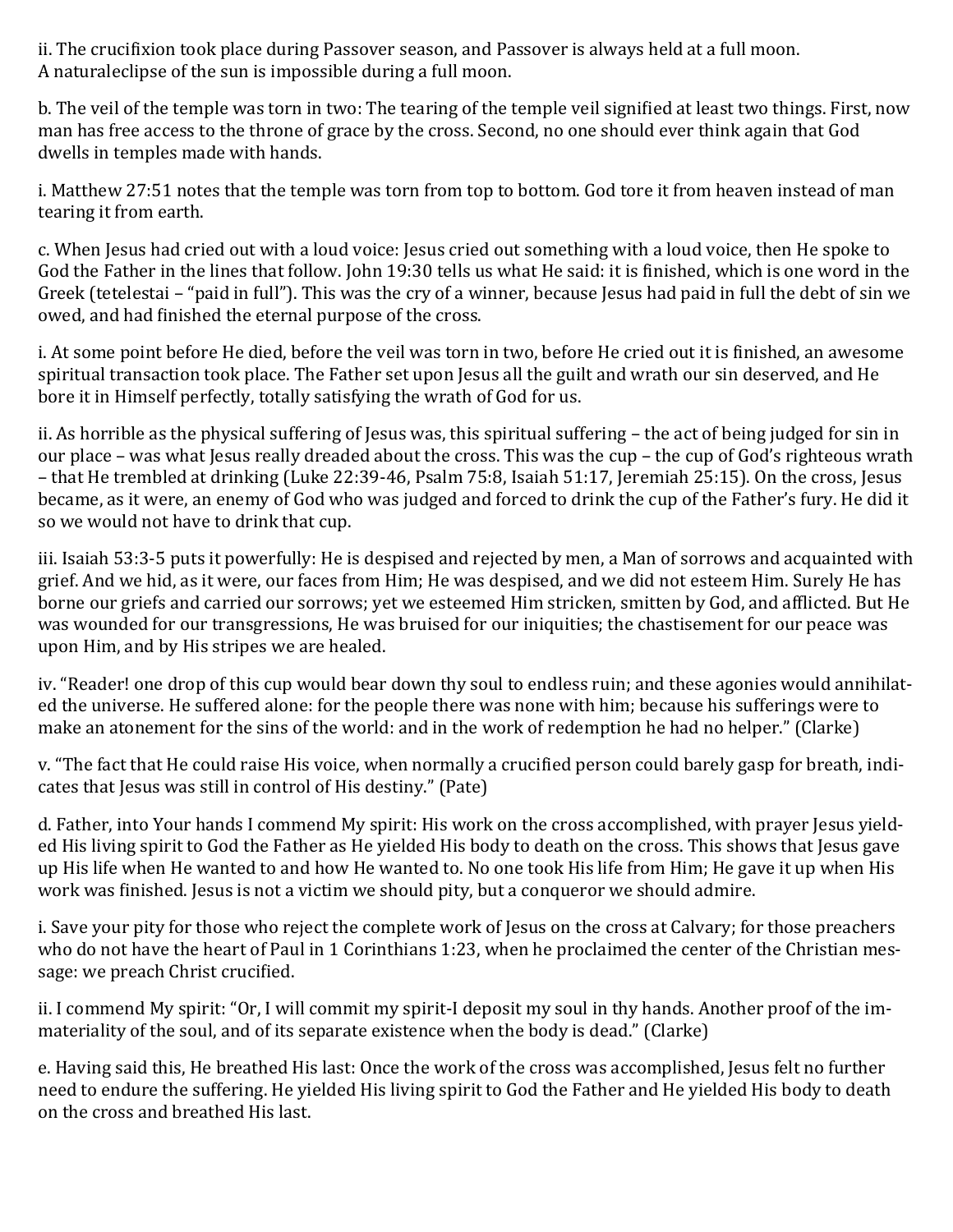ii. The crucifixion took place during Passover season, and Passover is always held at a full moon. A naturaleclipse of the sun is impossible during a full moon.

b. The veil of the temple was torn in two: The tearing of the temple veil signified at least two things. First, now man has free access to the throne of grace by the cross. Second, no one should ever think again that God dwells in temples made with hands.

i. Matthew 27:51 notes that the temple was torn from top to bottom. God tore it from heaven instead of man tearing it from earth.

c. When Jesus had cried out with a loud voice: Jesus cried out something with a loud voice, then He spoke to God the Father in the lines that follow. John 19:30 tells us what He said: it is finished, which is one word in the Greek (tetelestai – "paid in full"). This was the cry of a winner, because Jesus had paid in full the debt of sin we owed, and had finished the eternal purpose of the cross.

i. At some point before He died, before the veil was torn in two, before He cried out it is finished, an awesome spiritual transaction took place. The Father set upon Jesus all the guilt and wrath our sin deserved, and He bore it in Himself perfectly, totally satisfying the wrath of God for us.

ii. As horrible as the physical suffering of Jesus was, this spiritual suffering – the act of being judged for sin in our place – was what Jesus really dreaded about the cross. This was the cup – the cup of God's righteous wrath – that He trembled at drinking (Luke 22:39-46, Psalm 75:8, Isaiah 51:17, Jeremiah 25:15). On the cross, Jesus became, as it were, an enemy of God who was judged and forced to drink the cup of the Father's fury. He did it so we would not have to drink that cup.

iii. Isaiah 53:3-5 puts it powerfully: He is despised and rejected by men, a Man of sorrows and acquainted with grief. And we hid, as it were, our faces from Him; He was despised, and we did not esteem Him. Surely He has borne our griefs and carried our sorrows; yet we esteemed Him stricken, smitten by God, and afflicted. But He was wounded for our transgressions, He was bruised for our iniquities; the chastisement for our peace was upon Him, and by His stripes we are healed.

iv. "Reader! one drop of this cup would bear down thy soul to endless ruin; and these agonies would annihilated the universe. He suffered alone: for the people there was none with him; because his sufferings were to make an atonement for the sins of the world: and in the work of redemption he had no helper." (Clarke)

v. "The fact that He could raise His voice, when normally a crucified person could barely gasp for breath, indicates that Jesus was still in control of His destiny." (Pate)

d. Father, into Your hands I commend My spirit: His work on the cross accomplished, with prayer Jesus yielded His living spirit to God the Father as He yielded His body to death on the cross. This shows that Jesus gave up His life when He wanted to and how He wanted to. No one took His life from Him; He gave it up when His work was finished. Jesus is not a victim we should pity, but a conqueror we should admire.

i. Save your pity for those who reject the complete work of Jesus on the cross at Calvary; for those preachers who do not have the heart of Paul in 1 Corinthians 1:23, when he proclaimed the center of the Christian message: we preach Christ crucified.

ii. I commend My spirit: "Or, I will commit my spirit-I deposit my soul in thy hands. Another proof of the immateriality of the soul, and of its separate existence when the body is dead." (Clarke)

e. Having said this, He breathed His last: Once the work of the cross was accomplished, Jesus felt no further need to endure the suffering. He yielded His living spirit to God the Father and He yielded His body to death on the cross and breathed His last.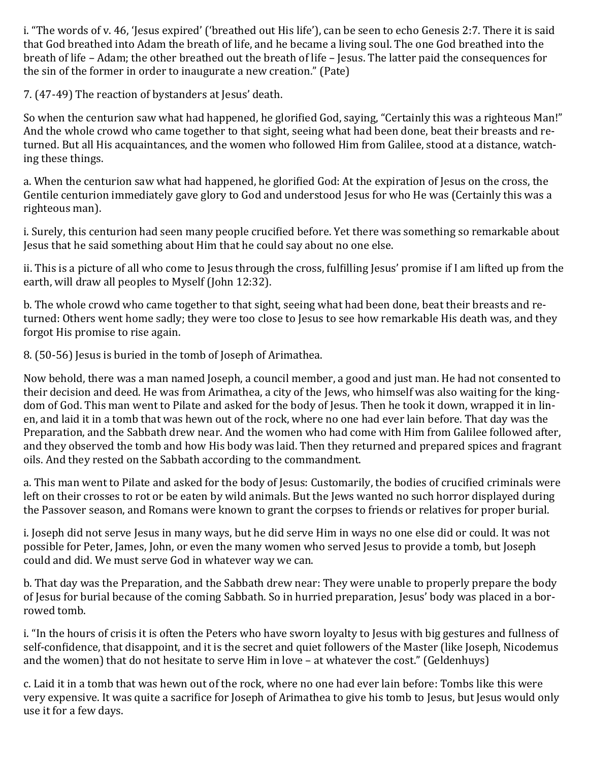i. "The words of v. 46, 'Jesus expired' ('breathed out His life'), can be seen to echo Genesis 2:7. There it is said that God breathed into Adam the breath of life, and he became a living soul. The one God breathed into the breath of life – Adam; the other breathed out the breath of life – Jesus. The latter paid the consequences for the sin of the former in order to inaugurate a new creation." (Pate)

7. (47-49) The reaction of bystanders at Jesus' death.

So when the centurion saw what had happened, he glorified God, saying, "Certainly this was a righteous Man!" And the whole crowd who came together to that sight, seeing what had been done, beat their breasts and returned. But all His acquaintances, and the women who followed Him from Galilee, stood at a distance, watching these things.

a. When the centurion saw what had happened, he glorified God: At the expiration of Jesus on the cross, the Gentile centurion immediately gave glory to God and understood Jesus for who He was (Certainly this was a righteous man).

i. Surely, this centurion had seen many people crucified before. Yet there was something so remarkable about Jesus that he said something about Him that he could say about no one else.

ii. This is a picture of all who come to Jesus through the cross, fulfilling Jesus' promise if I am lifted up from the earth, will draw all peoples to Myself (John 12:32).

b. The whole crowd who came together to that sight, seeing what had been done, beat their breasts and returned: Others went home sadly; they were too close to Jesus to see how remarkable His death was, and they forgot His promise to rise again.

8. (50-56) Jesus is buried in the tomb of Joseph of Arimathea.

Now behold, there was a man named Joseph, a council member, a good and just man. He had not consented to their decision and deed. He was from Arimathea, a city of the Jews, who himself was also waiting for the kingdom of God. This man went to Pilate and asked for the body of Jesus. Then he took it down, wrapped it in linen, and laid it in a tomb that was hewn out of the rock, where no one had ever lain before. That day was the Preparation, and the Sabbath drew near. And the women who had come with Him from Galilee followed after, and they observed the tomb and how His body was laid. Then they returned and prepared spices and fragrant oils. And they rested on the Sabbath according to the commandment.

a. This man went to Pilate and asked for the body of Jesus: Customarily, the bodies of crucified criminals were left on their crosses to rot or be eaten by wild animals. But the Jews wanted no such horror displayed during the Passover season, and Romans were known to grant the corpses to friends or relatives for proper burial.

i. Joseph did not serve Jesus in many ways, but he did serve Him in ways no one else did or could. It was not possible for Peter, James, John, or even the many women who served Jesus to provide a tomb, but Joseph could and did. We must serve God in whatever way we can.

b. That day was the Preparation, and the Sabbath drew near: They were unable to properly prepare the body of Jesus for burial because of the coming Sabbath. So in hurried preparation, Jesus' body was placed in a borrowed tomb.

i. "In the hours of crisis it is often the Peters who have sworn loyalty to Jesus with big gestures and fullness of self-confidence, that disappoint, and it is the secret and quiet followers of the Master (like Joseph, Nicodemus and the women) that do not hesitate to serve Him in love – at whatever the cost." (Geldenhuys)

c. Laid it in a tomb that was hewn out of the rock, where no one had ever lain before: Tombs like this were very expensive. It was quite a sacrifice for Joseph of Arimathea to give his tomb to Jesus, but Jesus would only use it for a few days.